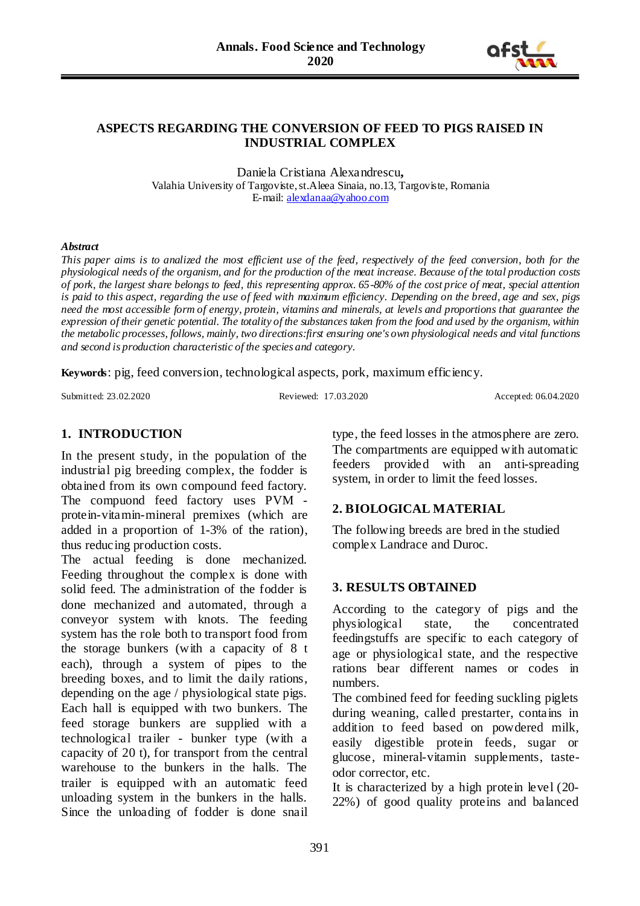# ASPECTS REGARDING THE CONVERSION OF FEED TO PIGS RAISED IN INDUSTRIAL COMPLEX

Daniela Cristiana Alexandrescu**,**
Valahia University of Targoviste, st.Aleea Sinaia, no.13, Targoviste, Romania
E-mail: alexdanaa@yahoo.com

***Abstract***

*This paper aims is to analized the most efficient use of the feed, respectively of the feed conversion, both for the physiological needs of the organism, and for the production of the meat increase. Because of the total production costs of pork, the largest share belongs to feed, this representing approx. 65-80% of the cost price of meat, special attention is paid to this aspect, regarding the use of feed with maximum efficiency. Depending on the breed, age and sex, pigs need the most accessible form of energy, protein, vitamins and minerals, at levels and proportions that guarantee the expression of their genetic potential. The totality of the substances taken from the food and used by the organism, within the metabolic processes, follows, mainly, two directions:first ensuring one's own physiological needs and vital functions and second is production characteristic of the species and category.*

**Keywords**: pig, feed conversion, technological aspects, pork, maximum efficiency.

Submitted: 23.02.2020 Reviewed: 17.03.2020 Accepted: 06.04.2020

## 1. INTRODUCTION

In the present study, in the population of the industrial pig breeding complex, the fodder is obtained from its own compound feed factory. The compound feed factory uses PVM - protein-vitamin-mineral premixes (which are added in a proportion of 1-3% of the ration), thus reducing production costs.
The actual feeding is done mechanized. Feeding throughout the complex is done with solid feed. The administration of the fodder is done mechanized and automated, through a conveyor system with knots. The feeding system has the role both to transport food from the storage bunkers (with a capacity of 8 t each), through a system of pipes to the breeding boxes, and to limit the daily rations, depending on the age / physiological state pigs. Each hall is equipped with two bunkers. The feed storage bunkers are supplied with a technological trailer - bunker type (with a capacity of 20 t), for transport from the central warehouse to the bunkers in the halls. The trailer is equipped with an automatic feed unloading system in the bunkers in the halls. Since the unloading of fodder is done snail type, the feed losses in the atmosphere are zero. The compartments are equipped with automatic feeders provided with an anti-spreading system, in order to limit the feed losses.

## 2. BIOLOGICAL MATERIAL

The following breeds are bred in the studied complex Landrace and Duroc.

## 3. RESULTS OBTAINED

According to the category of pigs and the physiological state, the concentrated feedingstuffs are specific to each category of age or physiological state, and the respective rations bear different names or codes in numbers.
The combined feed for feeding suckling piglets during weaning, called prestarter, contains in addition to feed based on powdered milk, easily digestible protein feeds, sugar or glucose, mineral-vitamin supplements, taste-odor corrector, etc.
It is characterized by a high protein level (20-22%) of good quality proteins and balanced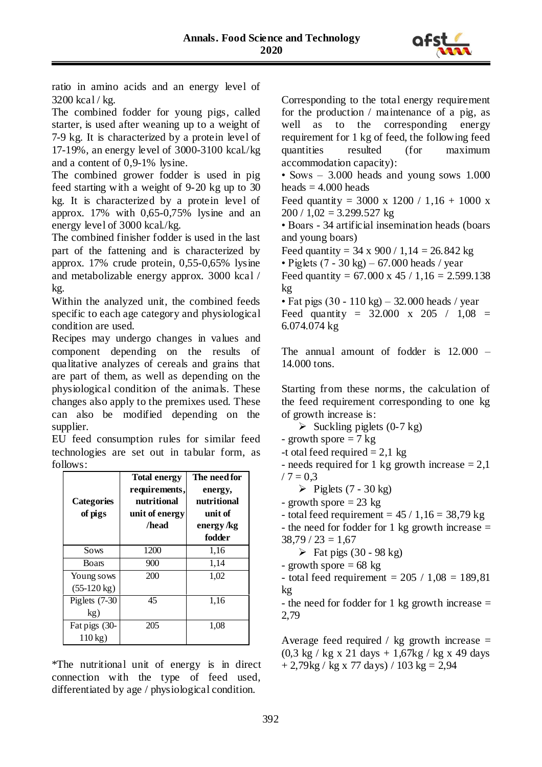ratio in amino acids and an energy level of 3200 kcal / kg.

The combined fodder for young pigs, called starter, is used after weaning up to a weight of 7-9 kg. It is characterized by a protein level of 17-19%, an energy level of 3000-3100 kcal./kg and a content of 0,9-1% lysine.

The combined grower fodder is used in pig feed starting with a weight of 9-20 kg up to 30 kg. It is characterized by a protein level of approx. 17% with 0,65-0,75% lysine and an energy level of 3000 kcal./kg.

The combined finisher fodder is used in the last part of the fattening and is characterized by approx. 17% crude protein, 0,55-0,65% lysine and metabolizable energy approx. 3000 kcal / kg.

Within the analyzed unit, the combined feeds specific to each age category and physiological condition are used.

Recipes may undergo changes in values and component depending on the results of qualitative analyzes of cereals and grains that are part of them, as well as depending on the physiological condition of the animals. These changes also apply to the premixes used. These can also be modified depending on the supplier.

EU feed consumption rules for similar feed technologies are set out in tabular form, as follows:

| Categories of pigs | Total energy requirements, nutritional unit of energy /head | The need for energy, nutritional unit of energy /kg fodder |
|---|---|---|
| Sows | 1200 | 1,16 |
| Boars | 900 | 1,14 |
| Young sows (55-120 kg) | 200 | 1,02 |
| Piglets (7-30 kg) | 45 | 1,16 |
| Fat pigs (30-110 kg) | 205 | 1,08 |

*The nutritional unit of energy is in direct connection with the type of feed used, differentiated by age / physiological condition.

Corresponding to the total energy requirement for the production / maintenance of a pig, as well as to the corresponding energy requirement for 1 kg of feed, the following feed quantities resulted (for maximum accommodation capacity):

• Sows – 3.000 heads and young sows 1.000 heads = 4.000 heads

Feed quantity = 3000 x 1200 / 1,16 + 1000 x 200 / 1,02 = 3.299.527 kg

• Boars - 34 artificial insemination heads (boars and young boars)

Feed quantity = 34 x 900 / 1,14 = 26.842 kg

• Piglets (7 - 30 kg) – 67.000 heads / year

Feed quantity = 67.000 x 45 / 1,16 = 2.599.138 kg

• Fat pigs (30 - 110 kg) – 32.000 heads / year

Feed quantity = 32.000 x 205 / 1,08 = 6.074.074 kg

The annual amount of fodder is 12.000 – 14.000 tons.

Starting from these norms, the calculation of the feed requirement corresponding to one kg of growth increase is:

- Suckling piglets (0-7 kg)

- growth spore = 7 kg

-t otal feed required = 2,1 kg

- needs required for 1 kg growth increase = 2,1 / 7 = 0,3

- Piglets (7 - 30 kg)

- growth spore = 23 kg

- total feed requirement = 45 / 1,16 = 38,79 kg

- the need for fodder for 1 kg growth increase = 38,79 / 23 = 1,67

- Fat pigs (30 - 98 kg)

- growth spore = 68 kg

- total feed requirement = 205 / 1,08 = 189,81 kg

- the need for fodder for 1 kg growth increase = 2,79

Average feed required / kg growth increase = (0,3 kg / kg x 21 days + 1,67kg / kg x 49 days + 2,79kg / kg x 77 days) / 103 kg = 2,94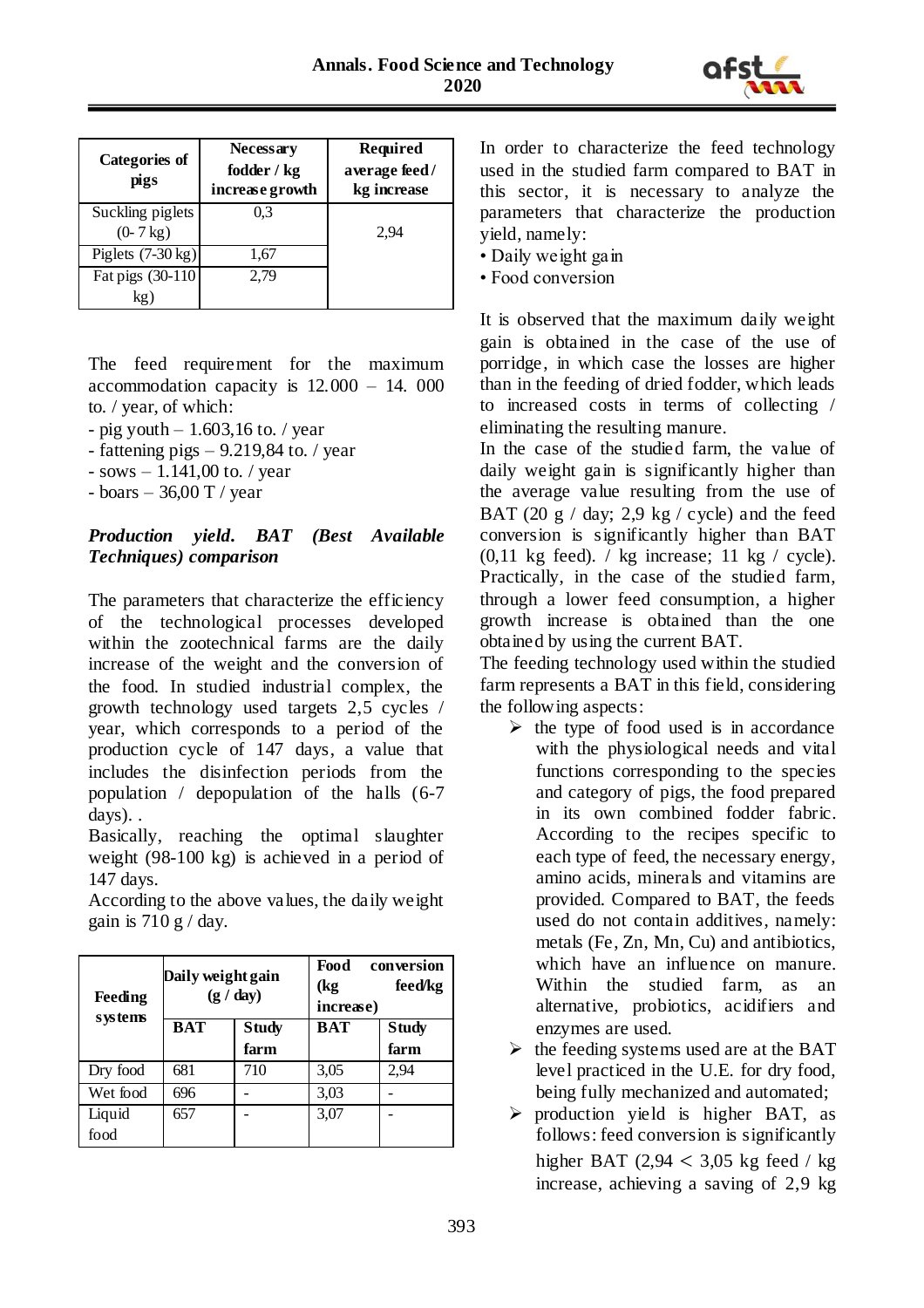| Categories of pigs | Necessary fodder / kg increase growth | Required average feed / kg increase |
|---|---|---|
| Suckling piglets (0- 7 kg) | 0,3 | 2,94 |
| Piglets (7-30 kg) | 1,67 | |
| Fat pigs (30-110 kg) | 2,79 | |

The feed requirement for the maximum accommodation capacity is 12.000 – 14. 000 to. / year, of which:

- pig youth – 1.603,16 to. / year
- fattening pigs – 9.219,84 to. / year
- sows – 1.141,00 to. / year
- boars – 36,00 T / year

### *Production yield. BAT (Best Available Techniques) comparison*

The parameters that characterize the efficiency of the technological processes developed within the zootechnical farms are the daily increase of the weight and the conversion of the food. In studied industrial complex, the growth technology used targets 2,5 cycles / year, which corresponds to a period of the production cycle of 147 days, a value that includes the disinfection periods from the population / depopulation of the halls (6-7 days). .

Basically, reaching the optimal slaughter weight (98-100 kg) is achieved in a period of 147 days.

According to the above values, the daily weight gain is 710 g / day.

| Feeding systems | Daily weight gain (g / day) | | Food conversion (kg feed/kg increase) | |
|---|---|---|---|---|
| | BAT | Study farm | BAT | Study farm |
| Dry food | 681 | 710 | 3,05 | 2,94 |
| Wet food | 696 | - | 3,03 | - |
| Liquid food | 657 | - | 3,07 | - |

In order to characterize the feed technology used in the studied farm compared to BAT in this sector, it is necessary to analyze the parameters that characterize the production yield, namely:

- Daily weight gain
- Food conversion

It is observed that the maximum daily weight gain is obtained in the case of the use of porridge, in which case the losses are higher than in the feeding of dried fodder, which leads to increased costs in terms of collecting / eliminating the resulting manure.

In the case of the studied farm, the value of daily weight gain is significantly higher than the average value resulting from the use of BAT (20 g / day; 2,9 kg / cycle) and the feed conversion is significantly higher than BAT (0,11 kg feed). / kg increase; 11 kg / cycle). Practically, in the case of the studied farm, through a lower feed consumption, a higher growth increase is obtained than the one obtained by using the current BAT.

The feeding technology used within the studied farm represents a BAT in this field, considering the following aspects:

- the type of food used is in accordance with the physiological needs and vital functions corresponding to the species and category of pigs, the food prepared in its own combined fodder fabric. According to the recipes specific to each type of feed, the necessary energy, amino acids, minerals and vitamins are provided. Compared to BAT, the feeds used do not contain additives, namely: metals (Fe, Zn, Mn, Cu) and antibiotics, which have an influence on manure. Within the studied farm, as an alternative, probiotics, acidifiers and enzymes are used.
- the feeding systems used are at the BAT level practiced in the U.E. for dry food, being fully mechanized and automated;
- production yield is higher BAT, as follows: feed conversion is significantly higher BAT ($2{,}94 < 3{,}05$ kg feed / kg increase, achieving a saving of 2,9 kg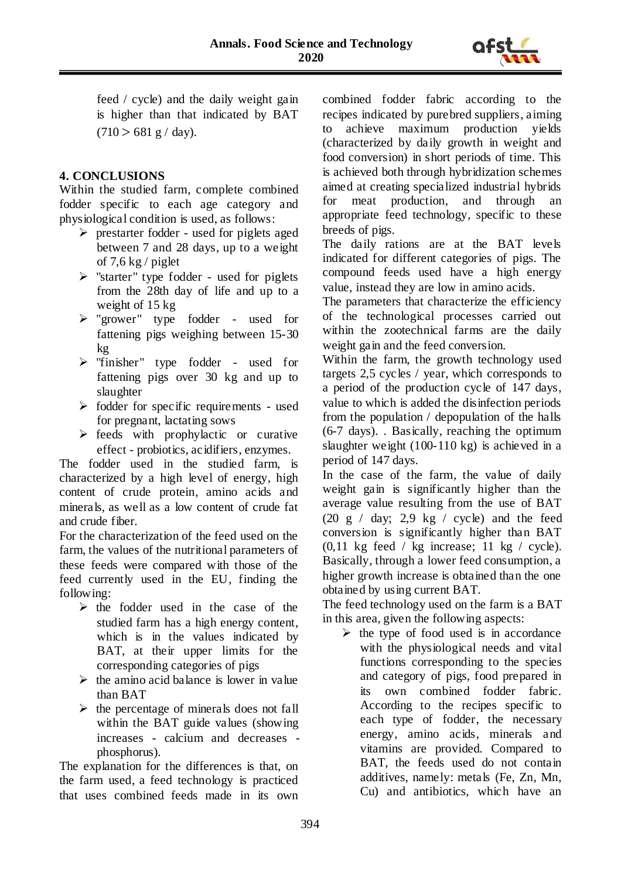feed / cycle) and the daily weight gain is higher than that indicated by BAT (710 > 681 g / day).

## 4. CONCLUSIONS

Within the studied farm, complete combined fodder specific to each age category and physiological condition is used, as follows:

- prestarter fodder - used for piglets aged between 7 and 28 days, up to a weight of 7,6 kg / piglet
- "starter" type fodder - used for piglets from the 28th day of life and up to a weight of 15 kg
- "grower" type fodder - used for fattening pigs weighing between 15-30 kg
- "finisher" type fodder - used for fattening pigs over 30 kg and up to slaughter
- fodder for specific requirements - used for pregnant, lactating sows
- feeds with prophylactic or curative effect - probiotics, acidifiers, enzymes.

The fodder used in the studied farm, is characterized by a high level of energy, high content of crude protein, amino acids and minerals, as well as a low content of crude fat and crude fiber.

For the characterization of the feed used on the farm, the values of the nutritional parameters of these feeds were compared with those of the feed currently used in the EU, finding the following:

- the fodder used in the case of the studied farm has a high energy content, which is in the values indicated by BAT, at their upper limits for the corresponding categories of pigs
- the amino acid balance is lower in value than BAT
- the percentage of minerals does not fall within the BAT guide values (showing increases - calcium and decreases - phosphorus).

The explanation for the differences is that, on the farm used, a feed technology is practiced that uses combined feeds made in its own combined fodder fabric according to the recipes indicated by purebred suppliers, aiming to achieve maximum production yields (characterized by daily growth in weight and food conversion) in short periods of time. This is achieved both through hybridization schemes aimed at creating specialized industrial hybrids for meat production, and through an appropriate feed technology, specific to these breeds of pigs.

The daily rations are at the BAT levels indicated for different categories of pigs. The compound feeds used have a high energy value, instead they are low in amino acids.

The parameters that characterize the efficiency of the technological processes carried out within the zootechnical farms are the daily weight gain and the feed conversion.

Within the farm, the growth technology used targets 2,5 cycles / year, which corresponds to a period of the production cycle of 147 days, value to which is added the disinfection periods from the population / depopulation of the halls (6-7 days). . Basically, reaching the optimum slaughter weight (100-110 kg) is achieved in a period of 147 days.

In the case of the farm, the value of daily weight gain is significantly higher than the average value resulting from the use of BAT (20 g / day; 2,9 kg / cycle) and the feed conversion is significantly higher than BAT (0,11 kg feed / kg increase; 11 kg / cycle). Basically, through a lower feed consumption, a higher growth increase is obtained than the one obtained by using current BAT.

The feed technology used on the farm is a BAT in this area, given the following aspects:

- the type of food used is in accordance with the physiological needs and vital functions corresponding to the species and category of pigs, food prepared in its own combined fodder fabric. According to the recipes specific to each type of fodder, the necessary energy, amino acids, minerals and vitamins are provided. Compared to BAT, the feeds used do not contain additives, namely: metals (Fe, Zn, Mn, Cu) and antibiotics, which have an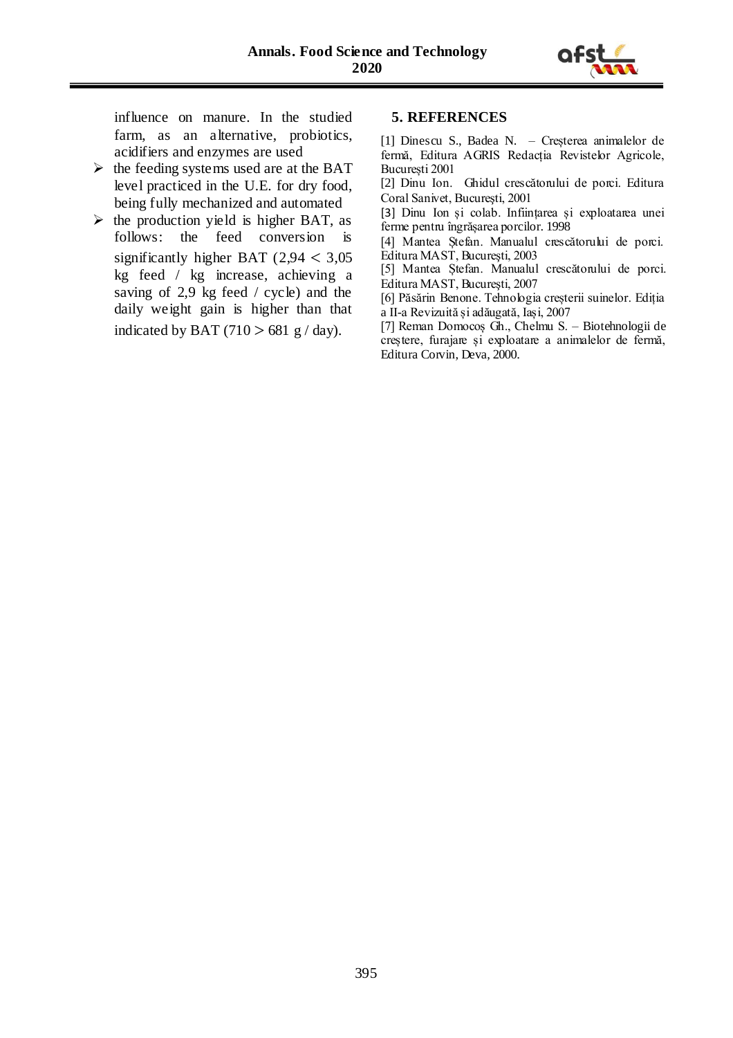influence on manure. In the studied farm, as an alternative, probiotics, acidifiers and enzymes are used

- the feeding systems used are at the BAT level practiced in the U.E. for dry food, being fully mechanized and automated
- the production yield is higher BAT, as follows: the feed conversion is significantly higher BAT ($2{,}94 < 3{,}05$ kg feed / kg increase, achieving a saving of 2,9 kg feed / cycle) and the daily weight gain is higher than that indicated by BAT ($710 > 681$ g / day).

## 5. REFERENCES

[1] Dinescu S., Badea N. – Creșterea animalelor de fermă, Editura AGRIS Redacția Revistelor Agricole, București 2001

[2] Dinu Ion. Ghidul crescătorului de porci. Editura Coral Sanivet, București, 2001

[3] Dinu Ion și colab. Inființarea și exploatarea unei ferme pentru îngrășarea porcilor. 1998

[4] Mantea Ștefan. Manualul crescătorului de porci. Editura MAST, București, 2003

[5] Mantea Ștefan. Manualul crescătorului de porci. Editura MAST, București, 2007

[6] Păsărin Benone. Tehnologia creșterii suinelor. Ediția a II-a Revizuită și adăugată, Iași, 2007

[7] Reman Domocoș Gh., Chelmu S. – Biotehnologii de creștere, furajare și exploatare a animalelor de fermă, Editura Corvin, Deva, 2000.